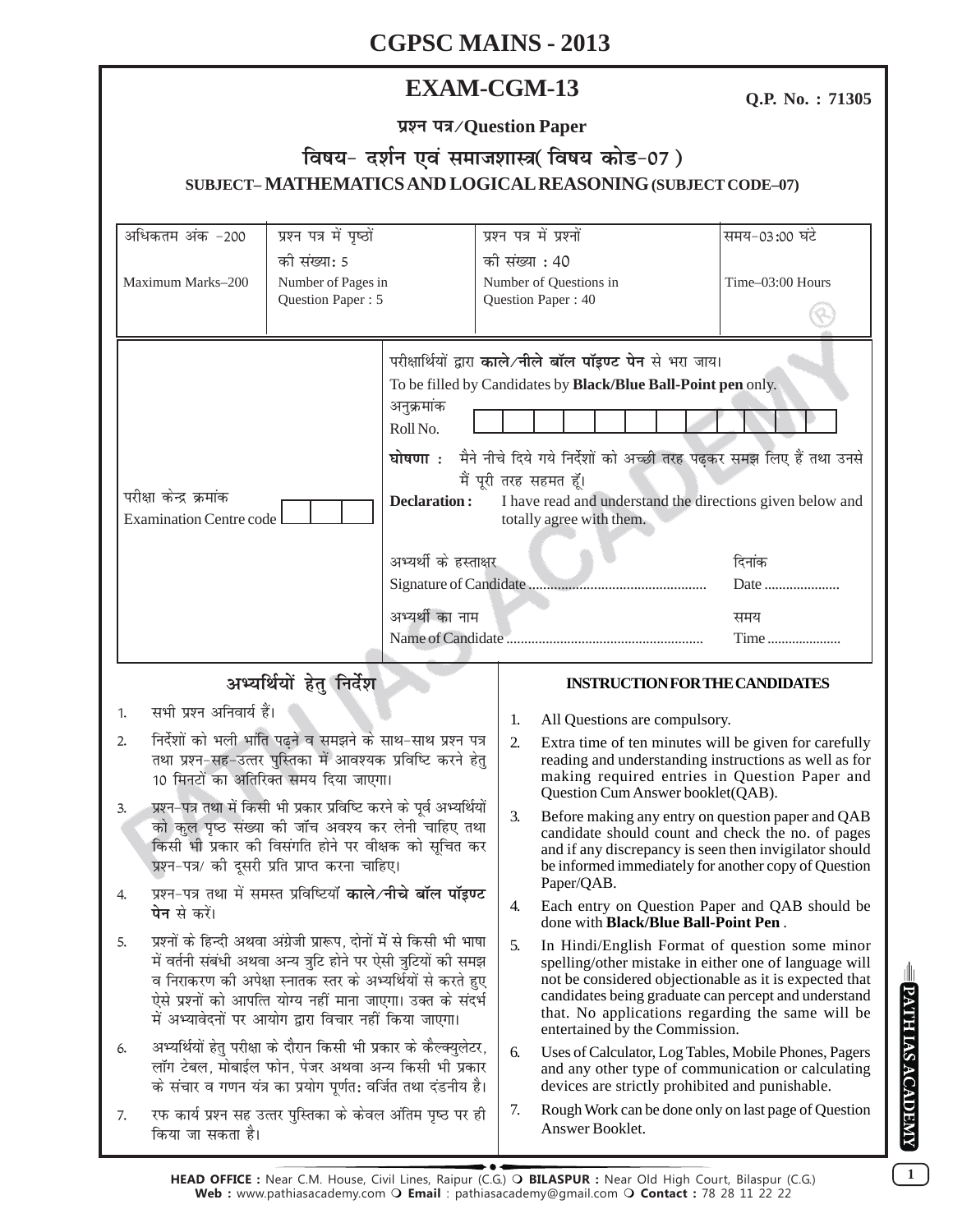# CGPSC MAINS - 2013

## EXAM-CGM-13

**Q.P. No. : 71305**

**प्रश्न पत्र/Question Paper**

### विषय- दर्शन एवं समाजशास्त्र( विषय कोड-07 )

### SUBJECT– MATHEMATICS AND LOGICAL REASONING (SUBJECT CODE–07)

| अधिकतम अंक -200 | प्रश्न पत्र में पृष्ठों की संख्या: 5 | प्रश्न पत्र में प्रश्नों की संख्या : 40 | समय-03:00 घंटे |
|---|---|---|---|
| Maximum Marks–200 | Number of Pages in Question Paper : 5 | Number of Questions in Question Paper : 40 | Time–03:00 Hours |

परीक्षा केन्द्र क्रमांक
Examination Centre code

परीक्षार्थियों द्वारा **काले/नीले बॉल पॉइण्ट पेन** से भरा जाय।
To be filled by Candidates by **Black/Blue Ball-Point pen** only.

अनुक्रमांक
Roll No.

**घोषणा :** मैने नीचे दिये गये निर्देशों को अच्छी तरह पढ़कर समझ लिए हैं तथा उनसे मैं पूरी तरह सहमत हूँ।

**Declaration :** I have read and understand the directions given below and totally agree with them.

अभ्यर्थी के हस्ताक्षर
Signature of Candidate ................................................ दिनांक Date .....................

अभ्यर्थी का नाम
Name of Candidate ...................................................... समय Time .....................

## अभ्यर्थियों हेतु निर्देश

1. सभी प्रश्न अनिवार्य हैं।
2. निर्देशों को भली भांति पढ़ने व समझने के साथ-साथ प्रश्न पत्र तथा प्रश्न-सह-उत्तर पुस्तिका में आवश्यक प्रविष्टि करने हेतु 10 मिनटों का अतिरिक्त समय दिया जाएगा।
3. प्रश्न-पत्र तथा में किसी भी प्रकार प्रविष्टि करने के पूर्व अभ्यर्थियों को कुल पृष्ठ संख्या की जाँच अवश्य कर लेनी चाहिए तथा किसी भी प्रकार की विसंगति होने पर वीक्षक को सूचित कर प्रश्न-पत्र/ की दूसरी प्रति प्राप्त करना चाहिए।
4. प्रश्न-पत्र तथा में समस्त प्रविष्टियाँ **काले/नीचे बॉल पॉइण्ट पेन** से करें।
5. प्रश्नों के हिन्दी अथवा अंग्रेजी प्रारूप, दोनों में से किसी भी भाषा में वर्तनी संबंधी अथवा अन्य त्रुटि होने पर ऐसी त्रुटियों की समझ व निराकरण की अपेक्षा स्नातक स्तर के अभ्यर्थियों से करते हुए ऐसे प्रश्नों को आपत्ति योग्य नहीं माना जाएगा। उक्त के संदर्भ में अभ्यावेदनों पर आयोग द्वारा विचार नहीं किया जाएगा।
6. अभ्यर्थियों हेतु परीक्षा के दौरान किसी भी प्रकार के कैल्क्युलेटर, लॉग टेबल, मोबाईल फोन, पेजर अथवा अन्य किसी भी प्रकार के संचार व गणन यंत्र का प्रयोग पूर्णत: वर्जित तथा दंडनीय है।
7. रफ कार्य प्रश्न सह उत्तर पुस्तिका के केवल अंतिम पृष्ठ पर ही किया जा सकता है।

## INSTRUCTION FOR THE CANDIDATES

1. All Questions are compulsory.
2. Extra time of ten minutes will be given for carefully reading and understanding instructions as well as for making required entries in Question Paper and Question Cum Answer booklet(QAB).
3. Before making any entry on question paper and QAB candidate should count and check the no. of pages and if any discrepancy is seen then invigilator should be informed immediately for another copy of Question Paper/QAB.
4. Each entry on Question Paper and QAB should be done with **Black/Blue Ball-Point Pen**.
5. In Hindi/English Format of question some minor spelling/other mistake in either one of language will not be considered objectionable as it is expected that candidates being graduate can percept and understand that. No applications regarding the same will be entertained by the Commission.
6. Uses of Calculator, Log Tables, Mobile Phones, Pagers and any other type of communication or calculating devices are strictly prohibited and punishable.
7. Rough Work can be done only on last page of Question Answer Booklet.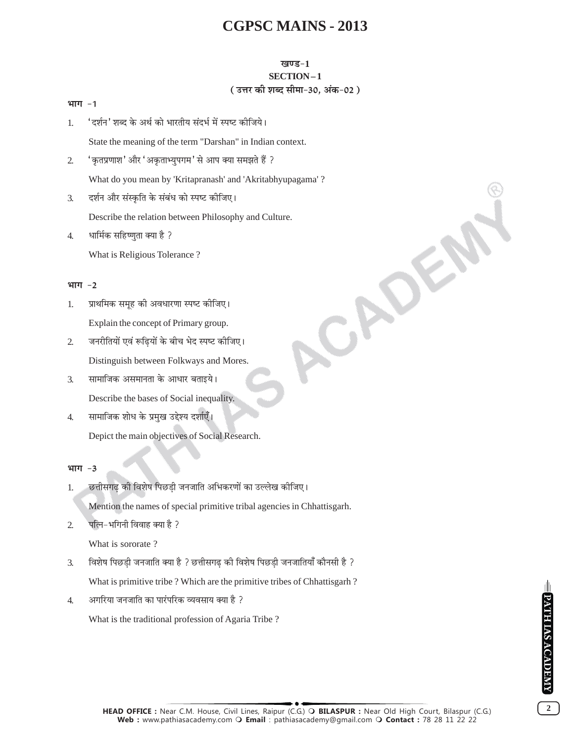# CGPSC MAINS - 2013

## खण्ड-1
## SECTION – 1
### ( उत्तर की शब्द सीमा-30, अंक-02 )

**भाग -1**

1. 'दर्शन' शब्द के अर्थ को भारतीय संदर्भ में स्पष्ट कीजिये।

   State the meaning of the term "Darshan" in Indian context.

2. 'कृतप्रणाश' और 'अकृताभ्युपगम' से आप क्या समझते हैं ?

   What do you mean by 'Kritapranash' and 'Akritabhyupagama' ?

3. दर्शन और संस्कृति के संबंध को स्पष्ट कीजिए।

   Describe the relation between Philosophy and Culture.

4. धार्मिक सहिष्णुता क्या है ?

   What is Religious Tolerance ?

**भाग -2**

1. प्राथमिक समूह की अवधारणा स्पष्ट कीजिए।

   Explain the concept of Primary group.

2. जनरीतियों एवं रूढ़ियों के बीच भेद स्पष्ट कीजिए।

   Distinguish between Folkways and Mores.

3. सामाजिक असमानता के आधार बताइये।

   Describe the bases of Social inequality.

4. सामाजिक शोध के प्रमुख उद्देश्य दर्शाएँ।

   Depict the main objectives of Social Research.

**भाग -3**

1. छत्तीसगढ़ की विशेष पिछड़ी जनजाति अभिकरणों का उल्लेख कीजिए।

   Mention the names of special primitive tribal agencies in Chhattisgarh.

2. पत्नि-भगिनी विवाह क्या है ?

   What is sororate ?

3. विशेष पिछड़ी जनजाति क्या है ? छत्तीसगढ़ की विशेष पिछड़ी जनजातियाँ कौनसी है ?

   What is primitive tribe ? Which are the primitive tribes of Chhattisgarh ?

4. अगरिया जनजाति का पारंपरिक व्यवसाय क्या है ?

   What is the traditional profession of Agaria Tribe ?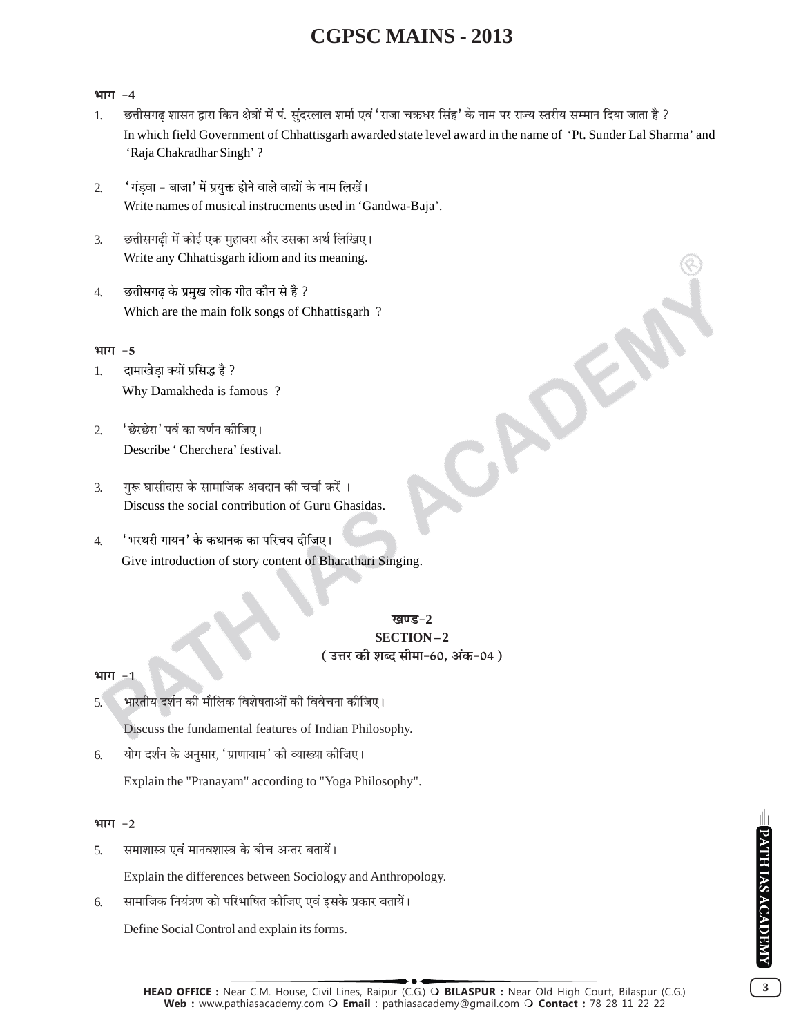### भाग -4

1. छत्तीसगढ़ शासन द्वारा किन क्षेत्रों में पं. सुंदरलाल शर्मा एवं 'राजा चक्रधर सिंह' के नाम पर राज्य स्तरीय सम्मान दिया जाता है ?
   In which field Government of Chhattisgarh awarded state level award in the name of 'Pt. Sunder Lal Sharma' and 'Raja Chakradhar Singh' ?

2. 'गंड़वा - बाजा' में प्रयुक्त होने वाले वाद्यों के नाम लिखें।
   Write names of musical instrucments used in 'Gandwa-Baja'.

3. छत्तीसगढ़ी में कोई एक मुहावरा और उसका अर्थ लिखिए।
   Write any Chhattisgarh idiom and its meaning.

4. छत्तीसगढ़ के प्रमुख लोक गीत कौन से है ?
   Which are the main folk songs of Chhattisgarh ?

### भाग -5

1. दामाखेड़ा क्यों प्रसिद्ध है ?
   Why Damakheda is famous ?

2. 'छेरछेरा' पर्व का वर्णन कीजिए।
   Describe ' Cherchera' festival.

3. गुरू घासीदास के सामाजिक अवदान की चर्चा करें ।
   Discuss the social contribution of Guru Ghasidas.

4. 'भरथरी गायन' के कथानक का परिचय दीजिए।
   Give introduction of story content of Bharathari Singing.

## खण्ड-2
## SECTION – 2
**( उत्तर की शब्द सीमा-60, अंक-04 )**

### भाग -1

5. भारतीय दर्शन की मौलिक विशेषताओं की विवेचना कीजिए।

   Discuss the fundamental features of Indian Philosophy.

6. योग दर्शन के अनुसार, 'प्राणायाम' की व्याख्या कीजिए।

   Explain the "Pranayam" according to "Yoga Philosophy".

### भाग -2

5. समाशास्त्र एवं मानवशास्त्र के बीच अन्तर बतायें।

   Explain the differences between Sociology and Anthropology.

6. सामाजिक नियंत्रण को परिभाषित कीजिए एवं इसके प्रकार बतायें।

   Define Social Control and explain its forms.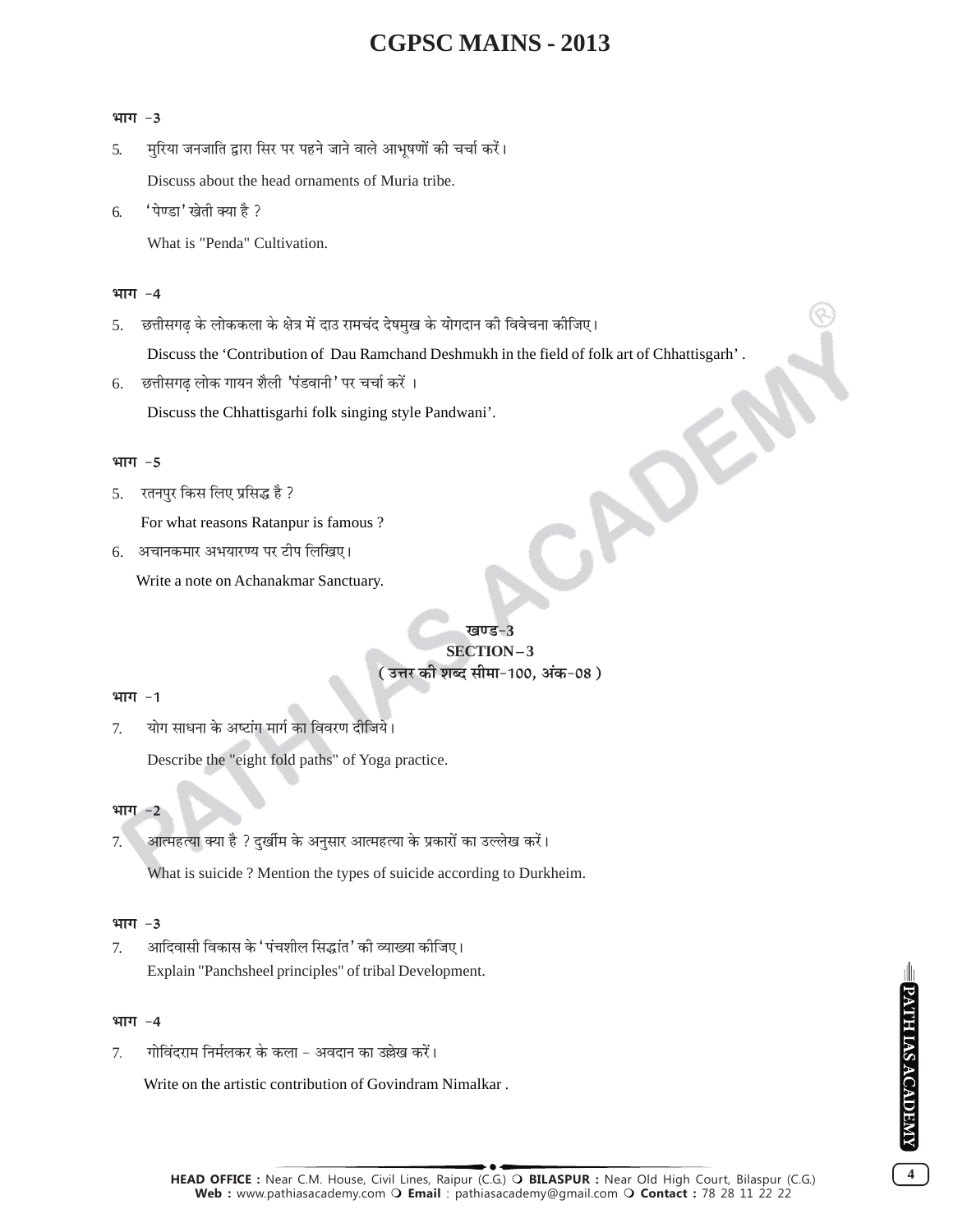**भाग -3**

5. मुरिया जनजाति द्वारा सिर पर पहने जाने वाले आभूषणों की चर्चा करें।

   Discuss about the head ornaments of Muria tribe.

6. 'पेण्डा' खेती क्या है ?

   What is "Penda" Cultivation.

**भाग -4**

5. छत्तीसगढ़ के लोककला के क्षेत्र में दाउ रामचंद देषमुख के योगदान की विवेचना कीजिए।

   Discuss the 'Contribution of Dau Ramchand Deshmukh in the field of folk art of Chhattisgarh' .

6. छत्तीसगढ़ लोक गायन शैली 'पंडवानी' पर चर्चा करें ।

   Discuss the Chhattisgarhi folk singing style Pandwani'.

**भाग -5**

5. रतनपुर किस लिए प्रसिद्ध है ?

   For what reasons Ratanpur is famous ?

6. अचानकमार अभयारण्य पर टीप लिखिए।

   Write a note on Achanakmar Sanctuary.

## खण्ड-3
## SECTION–3
**( उत्तर की शब्द सीमा-100, अंक-08 )**

**भाग -1**

7. योग साधना के अष्टांग मार्ग का विवरण दीजिये।

   Describe the "eight fold paths" of Yoga practice.

**भाग -2**

7. आत्महत्या क्या है ? दुर्खीम के अनुसार आत्महत्या के प्रकारों का उल्लेख करें।

   What is suicide ? Mention the types of suicide according to Durkheim.

**भाग -3**

7. आदिवासी विकास के 'पंचशील सिद्धांत' की व्याख्या कीजिए।

   Explain "Panchsheel principles" of tribal Development.

**भाग -4**

7. गोविंदराम निर्मलकर के कला - अवदान का उल्लेख करें।

   Write on the artistic contribution of Govindram Nimalkar .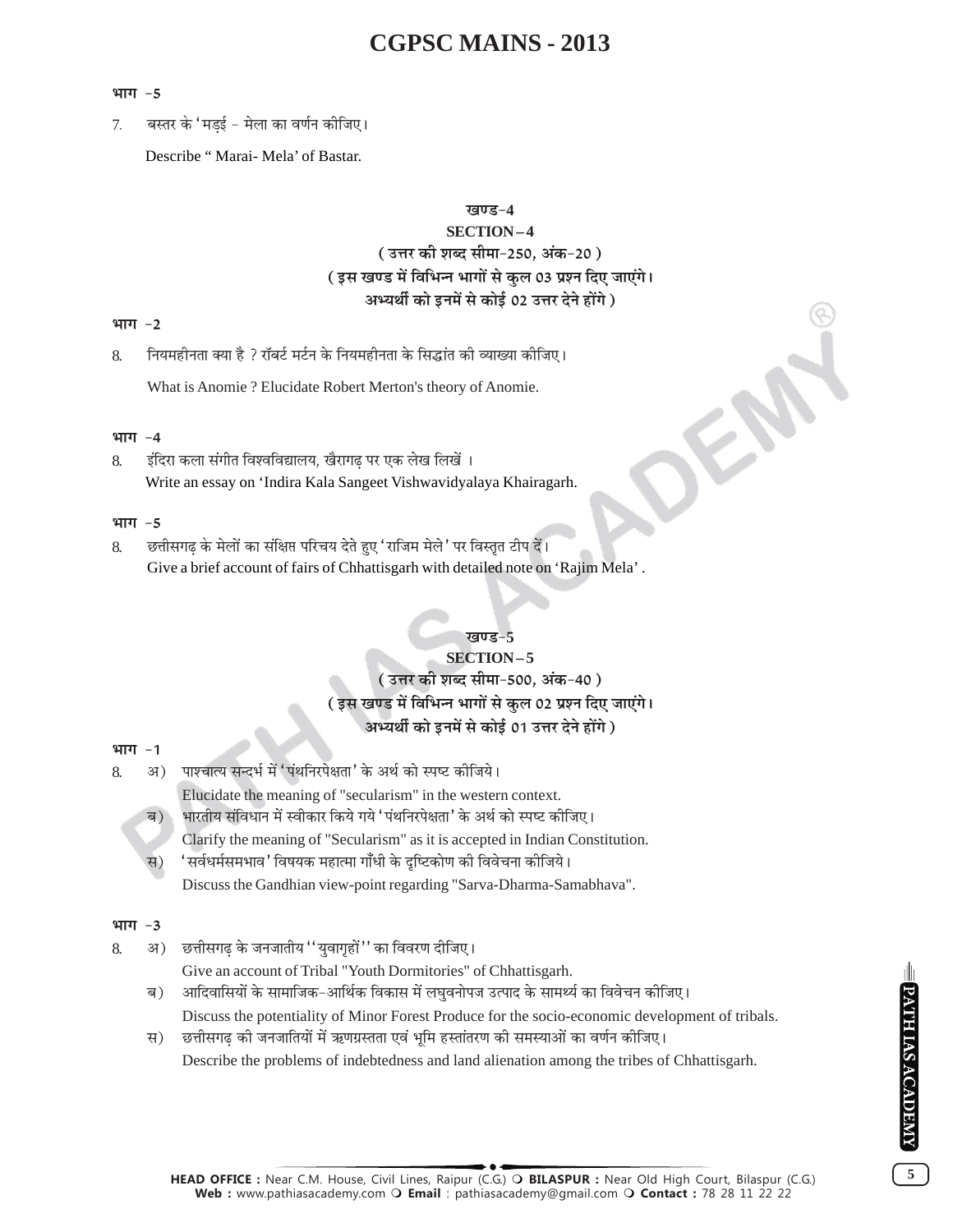**भाग -5**

7. बस्तर के 'मड़ई - मेला का वर्णन कीजिए।

   Describe " Marai- Mela' of Bastar.

## खण्ड-4
## SECTION – 4
### ( उत्तर की शब्द सीमा-250, अंक-20 )
### ( इस खण्ड में विभिन्न भागों से कुल 03 प्रश्न दिए जाएंगे। अभ्यर्थी को इनमें से कोई 02 उत्तर देने होंगे )

**भाग -2**

8. नियमहीनता क्या है ? रॉबर्ट मर्टन के नियमहीनता के सिद्धांत की व्याख्या कीजिए।

   What is Anomie ? Elucidate Robert Merton's theory of Anomie.

**भाग -4**

8. इंदिरा कला संगीत विश्वविद्यालय, खैरागढ़ पर एक लेख लिखें ।

   Write an essay on 'Indira Kala Sangeet Vishwavidyalaya Khairagarh.

**भाग -5**

8. छत्तीसगढ़ के मेलों का संक्षिप्त परिचय देते हुए 'राजिम मेले' पर विस्तृत टीप दें।

   Give a brief account of fairs of Chhattisgarh with detailed note on 'Rajim Mela' .

## खण्ड-5
## SECTION – 5
### ( उत्तर की शब्द सीमा-500, अंक-40 )
### ( इस खण्ड में विभिन्न भागों से कुल 02 प्रश्न दिए जाएंगे। अभ्यर्थी को इनमें से कोई 01 उत्तर देने होंगे )

**भाग -1**

8. अ) पाश्चात्य सन्दर्भ में 'पंथनिरपेक्षता' के अर्थ को स्पष्ट कीजिये।

   Elucidate the meaning of "secularism" in the western context.

   ब) भारतीय संविधान में स्वीकार किये गये 'पंथनिरपेक्षता' के अर्थ को स्पष्ट कीजिए।

   Clarify the meaning of "Secularism" as it is accepted in Indian Constitution.

   स) 'सर्वधर्मसमभाव' विषयक महात्मा गाँधी के दृष्टिकोण की विवेचना कीजिये।

   Discuss the Gandhian view-point regarding "Sarva-Dharma-Samabhava".

**भाग -3**

8. अ) छत्तीसगढ़ के जनजातीय ''युवागृहों'' का विवरण दीजिए।

   Give an account of Tribal "Youth Dormitories" of Chhattisgarh.

   ब) आदिवासियों के सामाजिक-आर्थिक विकास में लघुवनोपज उत्पाद के सामर्थ्य का विवेचन कीजिए।

   Discuss the potentiality of Minor Forest Produce for the socio-economic development of tribals.

   स) छत्तीसगढ़ की जनजातियों में ऋणग्रस्तता एवं भूमि हस्तांतरण की समस्याओं का वर्णन कीजिए।

   Describe the problems of indebtedness and land alienation among the tribes of Chhattisgarh.